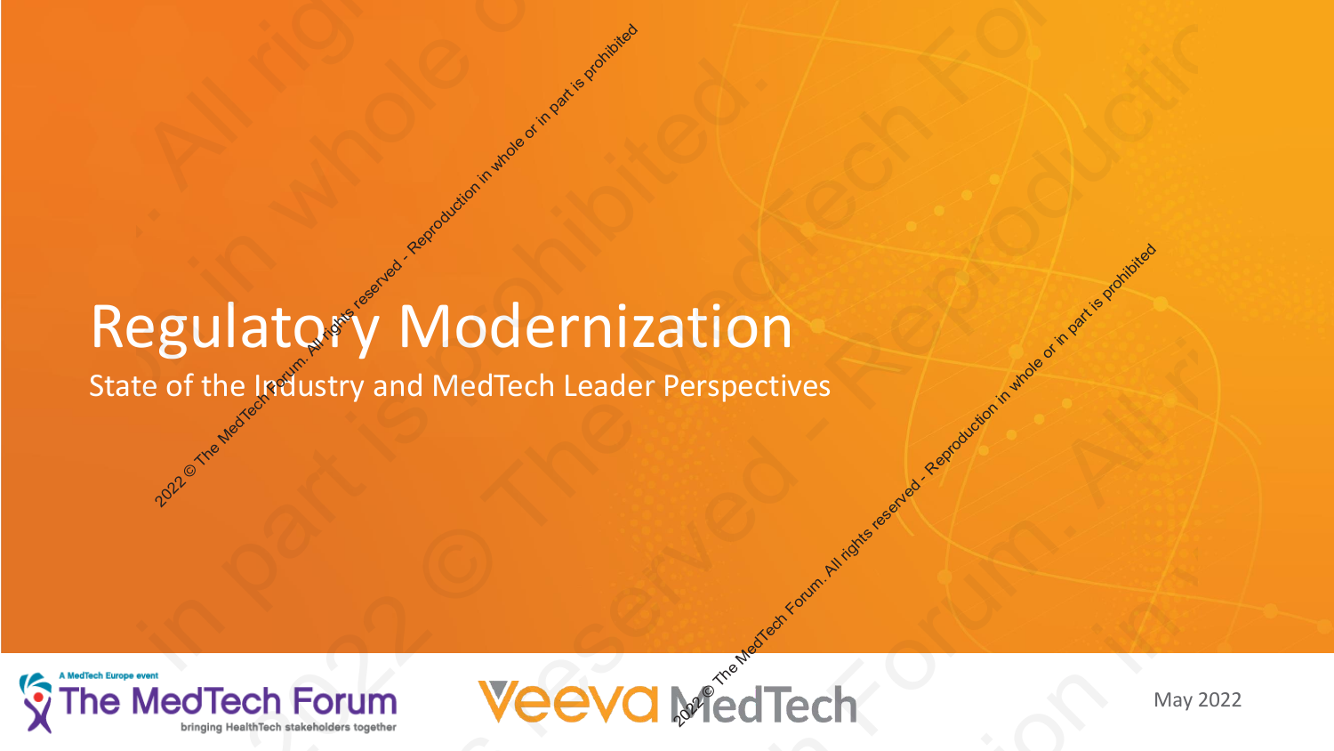# Regulatory Modernization

State of the Industry and MedTech Leader Perspectives

A MedTech Europe event

The MedTech Forum

bringing HealthTech stakeholders together

Veeva MedTech

May 2022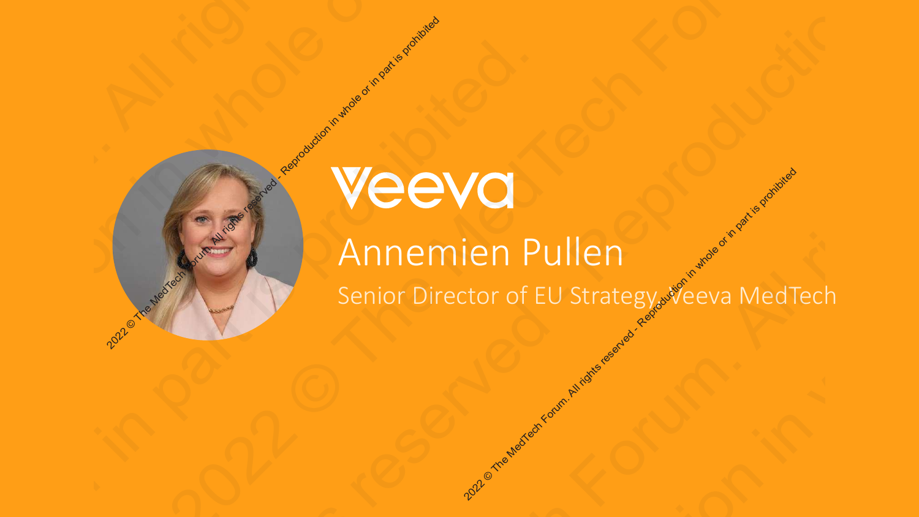Veeva

# Annemien Pullen

Senior Director of EU Strategy, Veeva MedTech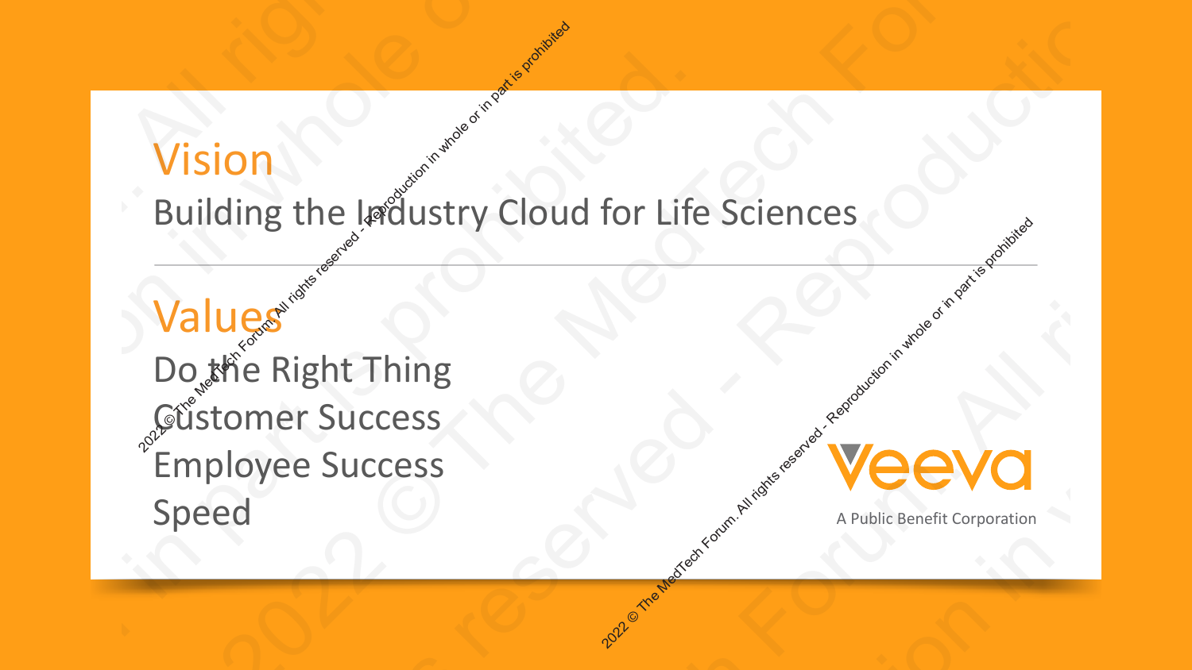## Vision

Building the Industry Cloud for Life Sciences

---

## Values

Do the Right Thing

Customer Success

Employee Success

Speed

Veeva

A Public Benefit Corporation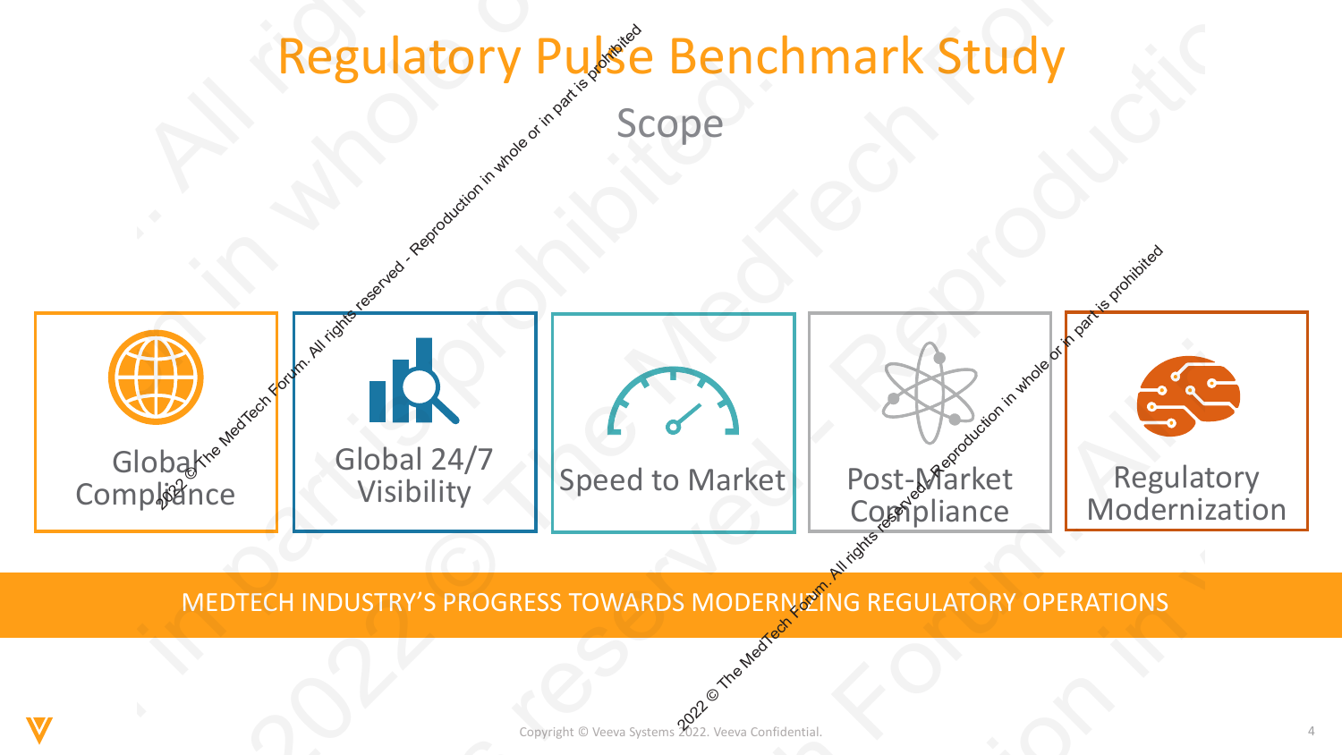# Regulatory Pulse Benchmark Study

## Scope

- Global Compliance
- Global 24/7 Visibility
- Speed to Market
- Post-Market Compliance
- Regulatory Modernization

MEDTECH INDUSTRY'S PROGRESS TOWARDS MODERNIZING REGULATORY OPERATIONS

Copyright © Veeva Systems 2022. Veeva Confidential.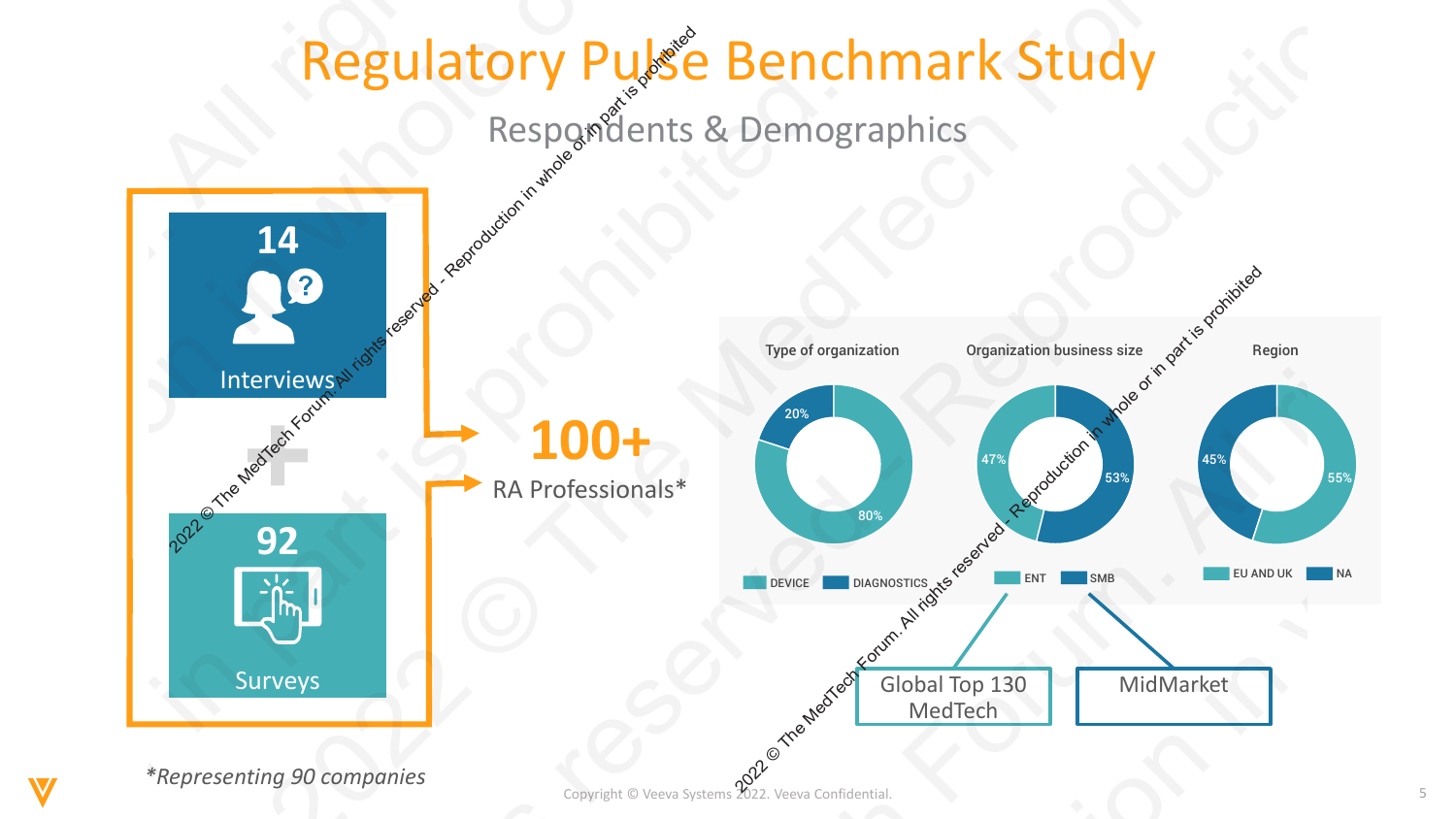# Regulatory Pulse Benchmark Study

## Respondents & Demographics

**14**

Interviews

+

**92**

Surveys

**100+**

RA Professionals*

**Type of organization**

- DEVICE: 80%
- DIAGNOSTICS: 20%

**Organization business size**

- ENT: 47%
- SMB: 53%

**Region**

- EU AND UK: 55%
- NA: 45%

ENT: Global Top 130 MedTech

SMB: MidMarket

*Representing 90 companies*

*Representing 90 companies

Copyright © Veeva Systems 2022. Veeva Confidential.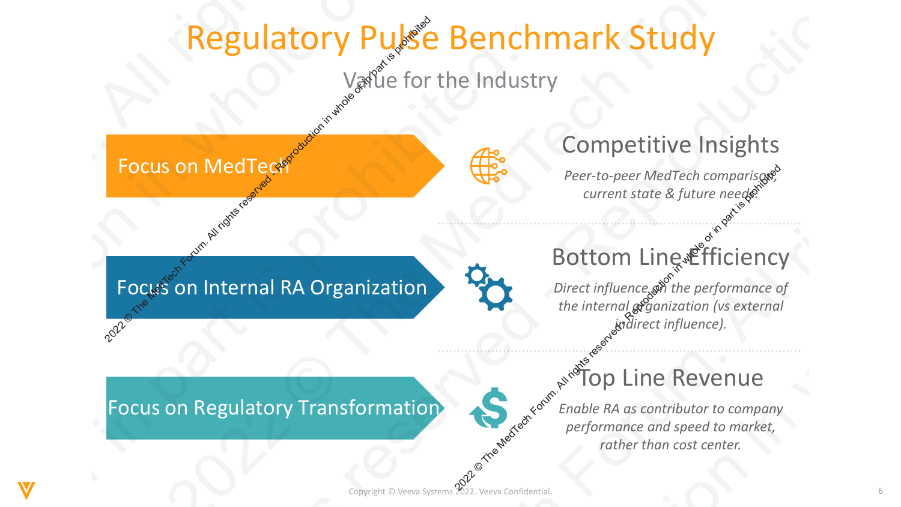# Regulatory Pulse Benchmark Study

## Value for the Industry

- **Focus on MedTech**
- **Focus on Internal RA Organization**
- **Focus on Regulatory Transformation**

### Competitive Insights

*Peer-to-peer MedTech comparison, current state & future needs.*

### Bottom Line Efficiency

*Direct influence on the performance of the internal organization (vs external indirect influence).*

### Top Line Revenue

*Enable RA as contributor to company performance and speed to market, rather than cost center.*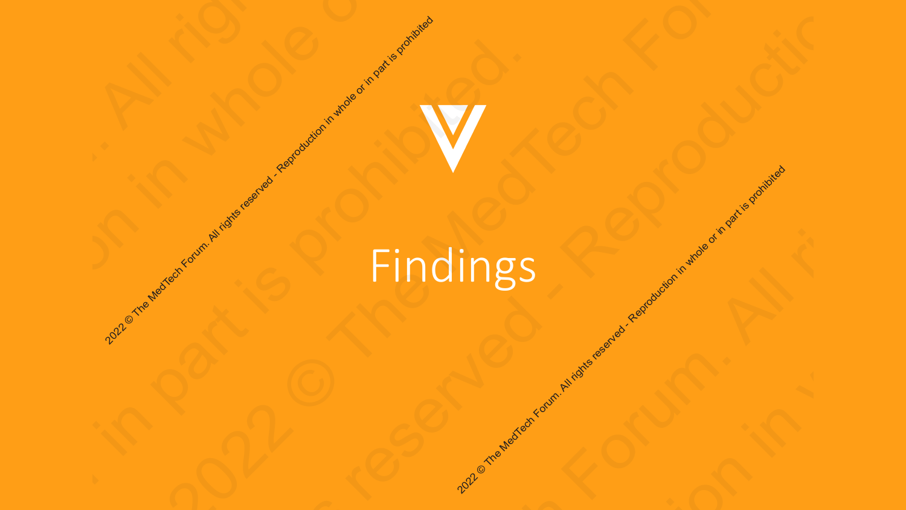# Findings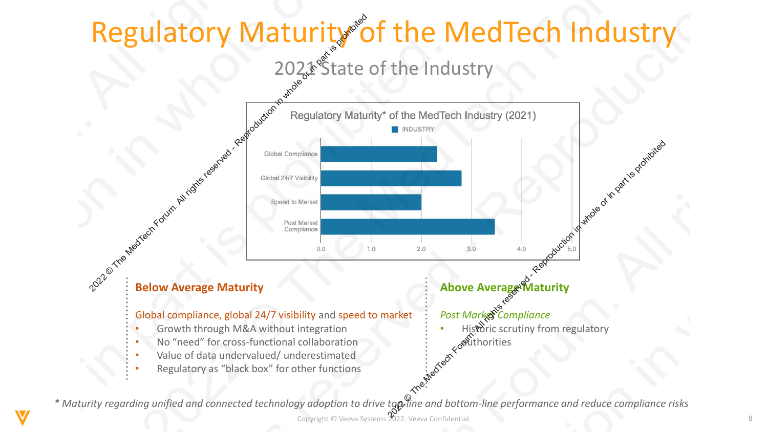# Regulatory Maturity of the MedTech Industry

## 2021 State of the Industry

**Regulatory Maturity* of the MedTech Industry (2021)**

INDUSTRY

| Category | Value (approx.) |
|---|---|
| Global Compliance | 2.3 |
| Global 24/7 Visibility | 2.8 |
| Speed to Market | 2.0 |
| Post Market Compliance | 3.5 |

### Below Average Maturity

Global compliance, global 24/7 visibility and speed to market

- Growth through M&A without integration
- No "need" for cross-functional collaboration
- Value of data undervalued/ underestimated
- Regulatory as "black box" for other functions

### Above Average Maturity

*Post Market Compliance*

- Historic scrutiny from regulatory authorities

*\* Maturity regarding unified and connected technology adoption to drive top-line and bottom-line performance and reduce compliance risks*

2022 © The MedTech Forum. All rights reserved - Reproduction in whole or in part is prohibited

Copyright © Veeva Systems 2022. Veeva Confidential.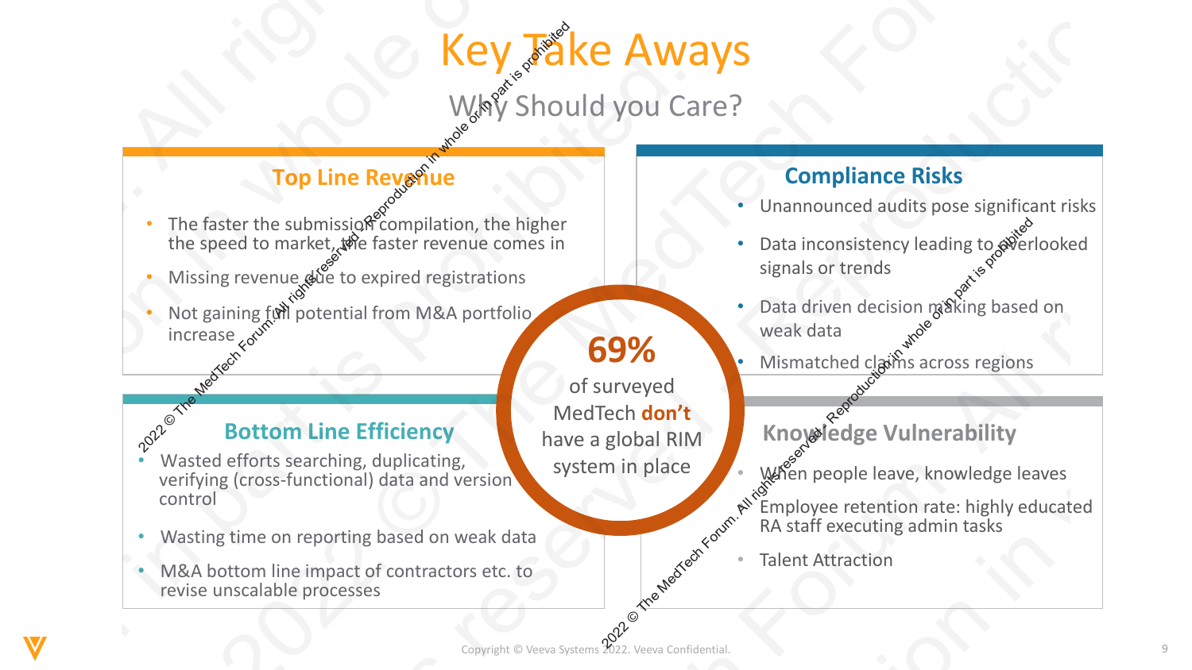# Key Take Aways

## Why Should you Care?

### Top Line Revenue

- The faster the submission compilation, the higher the speed to market, the faster revenue comes in
- Missing revenue due to expired registrations
- Not gaining full potential from M&A portfolio increase

### Compliance Risks

- Unannounced audits pose significant risks
- Data inconsistency leading to overlooked signals or trends
- Data driven decision making based on weak data
- Mismatched claims across regions

**69%** of surveyed MedTech **don't** have a global RIM system in place

### Bottom Line Efficiency

- Wasted efforts searching, duplicating, verifying (cross-functional) data and version control
- Wasting time on reporting based on weak data
- M&A bottom line impact of contractors etc. to revise unscalable processes

### Knowledge Vulnerability

- When people leave, knowledge leaves
- Employee retention rate: highly educated RA staff executing admin tasks
- Talent Attraction

Copyright © Veeva Systems 2022. Veeva Confidential.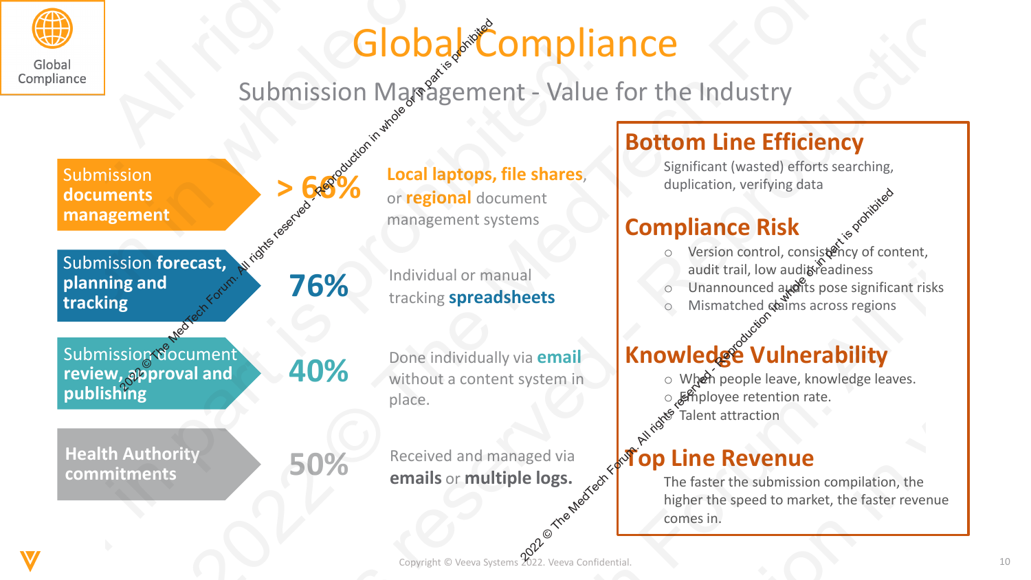# Global Compliance

## Submission Management - Value for the Industry

| Area | Share | Current practice |
|---|---|---|
| Submission **documents management** | **> 66%** | **Local laptops, file shares**, or **regional** document management systems |
| Submission **forecast, planning and tracking** | **76%** | Individual or manual tracking **spreadsheets** |
| Submission document **review, approval and publishing** | **40%** | Done individually via **email** without a content system in place. |
| **Health Authority commitments** | **50%** | Received and managed via **emails** or **multiple logs.** |

### Bottom Line Efficiency

Significant (wasted) efforts searching, duplication, verifying data

### Compliance Risk

- Version control, consistency of content, audit trail, low audit readiness
- Unannounced audits pose significant risks
- Mismatched claims across regions

### Knowledge Vulnerability

- When people leave, knowledge leaves.
- Employee retention rate.
- Talent attraction

### Top Line Revenue

The faster the submission compilation, the higher the speed to market, the faster revenue comes in.

Copyright © Veeva Systems 2022. Veeva Confidential.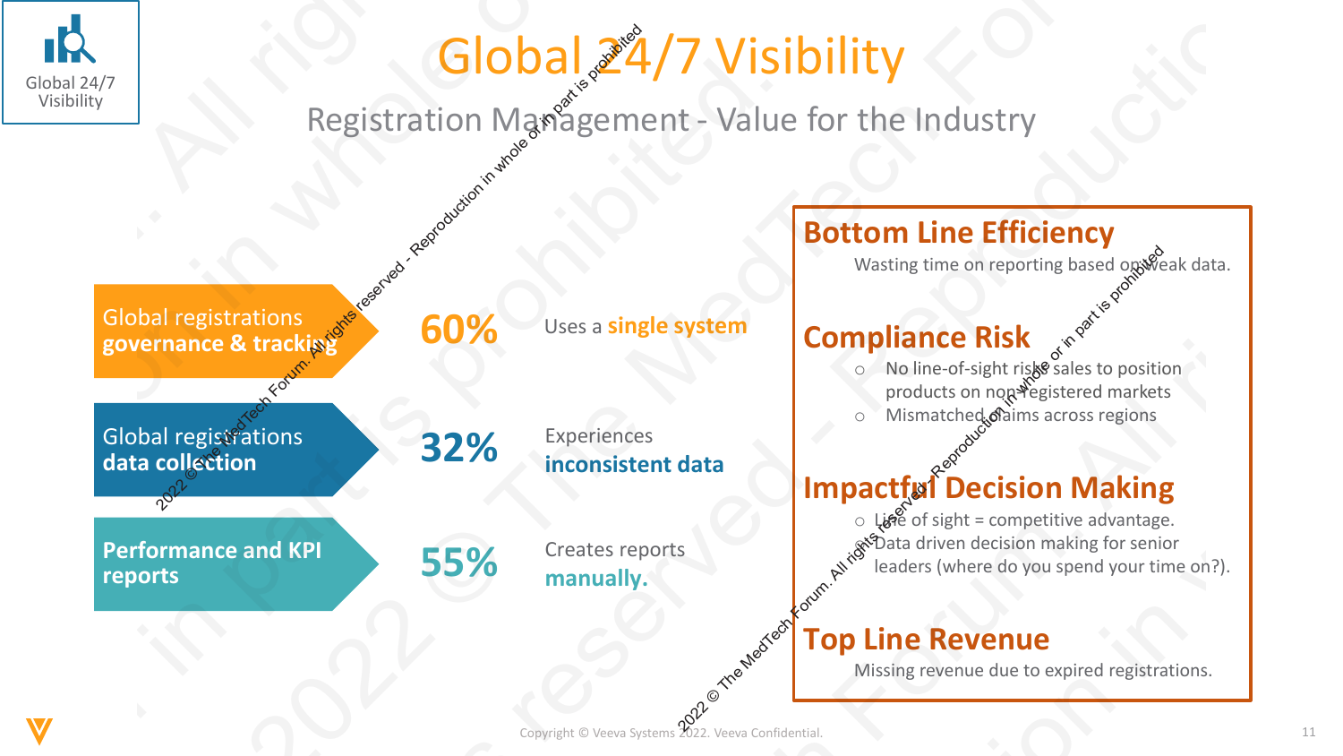# Global 24/7 Visibility

## Registration Management - Value for the Industry

**Global registrations governance & tracking** — **60%** Uses a **single system**

**Global registrations data collection** — **32%** Experiences **inconsistent data**

**Performance and KPI reports** — **55%** Creates reports **manually.**

### Bottom Line Efficiency

Wasting time on reporting based on weak data.

### Compliance Risk

- No line-of-sight risks sales to position products on non-registered markets
- Mismatched claims across regions

### Impactful Decision Making

- Line of sight = competitive advantage.
- Data driven decision making for senior leaders (where do you spend your time on?).

### Top Line Revenue

Missing revenue due to expired registrations.

Copyright © Veeva Systems 2022. Veeva Confidential.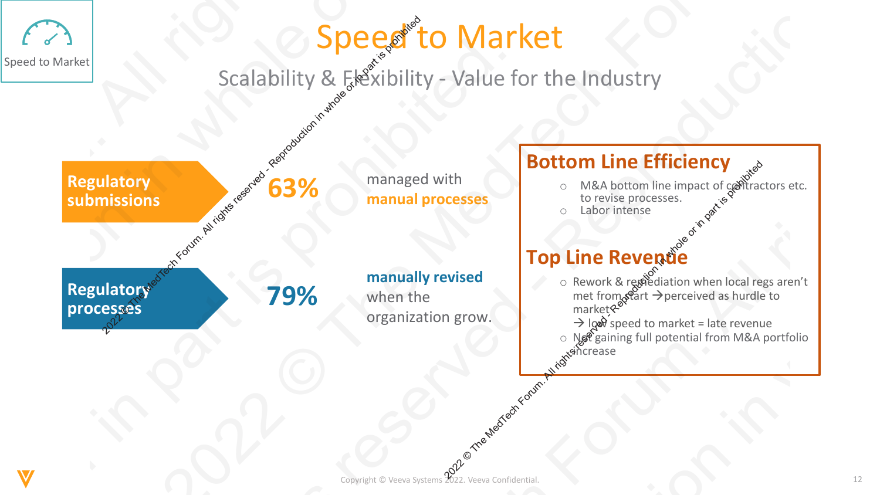# Speed to Market

## Scalability & Flexibility - Value for the Industry

**Regulatory submissions** — **63%** managed with **manual processes**

**Regulatory processes** — **79%** **manually revised** when the organization grow.

### Bottom Line Efficiency

- M&A bottom line impact of contractors etc. to revise processes.
- Labor intense

### Top Line Revenue

- Rework & remediation when local regs aren't met from start → perceived as hurdle to market
  → low speed to market = late revenue
- Not gaining full potential from M&A portfolio increase

Copyright © Veeva Systems 2022. Veeva Confidential.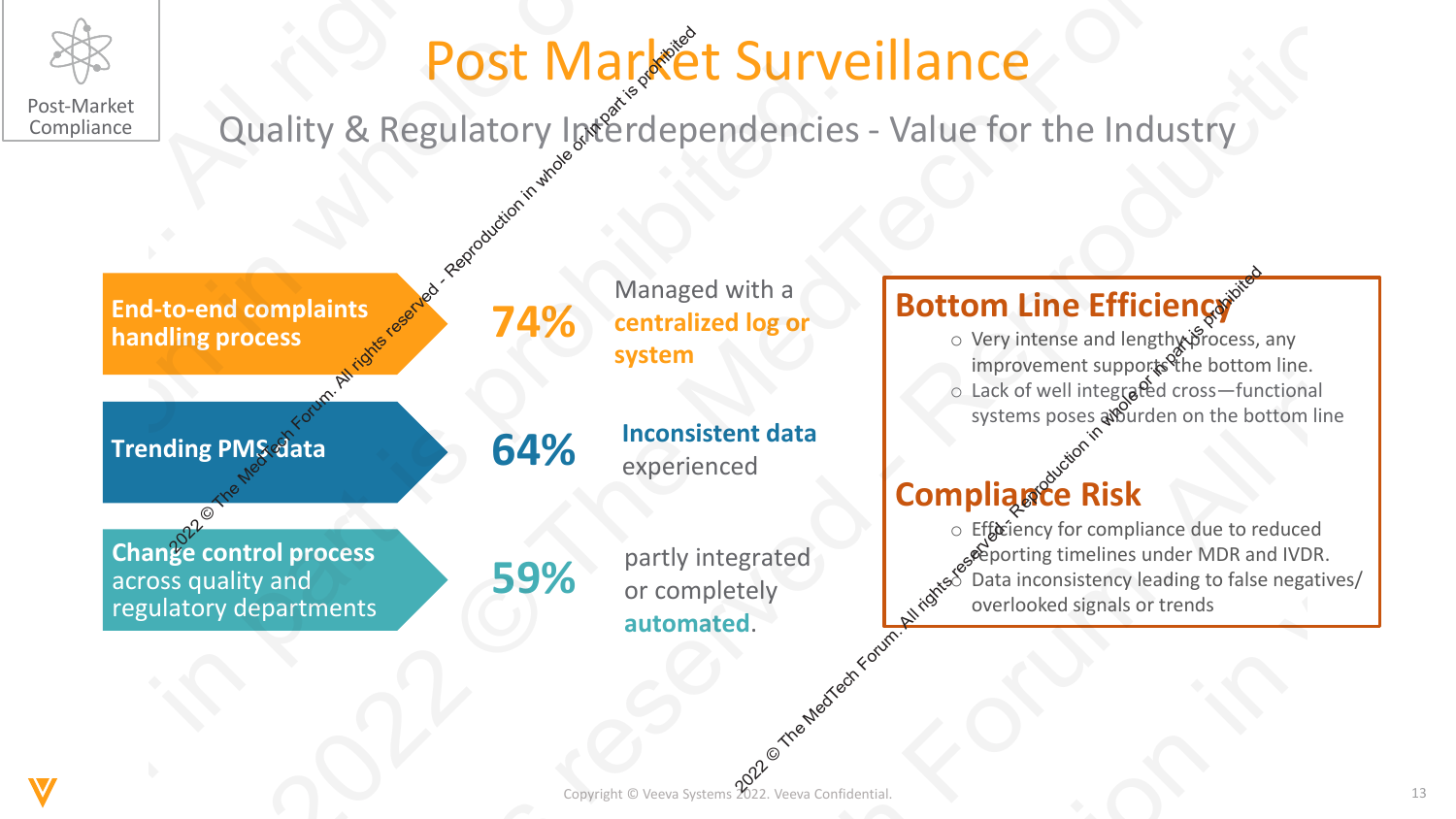# Post Market Surveillance

## Quality & Regulatory Interdependencies - Value for the Industry

**End-to-end complaints handling process** — **74%** Managed with a **centralized log or system**

**Trending PMS data** — **64%** **Inconsistent data** experienced

**Change control process** across quality and regulatory departments — **59%** partly integrated or completely **automated**.

### Bottom Line Efficiency

- Very intense and lengthy process, any improvement supports the bottom line.
- Lack of well integrated cross—functional systems poses a burden on the bottom line

### Compliance Risk

- Efficiency for compliance due to reduced reporting timelines under MDR and IVDR.
- Data inconsistency leading to false negatives/ overlooked signals or trends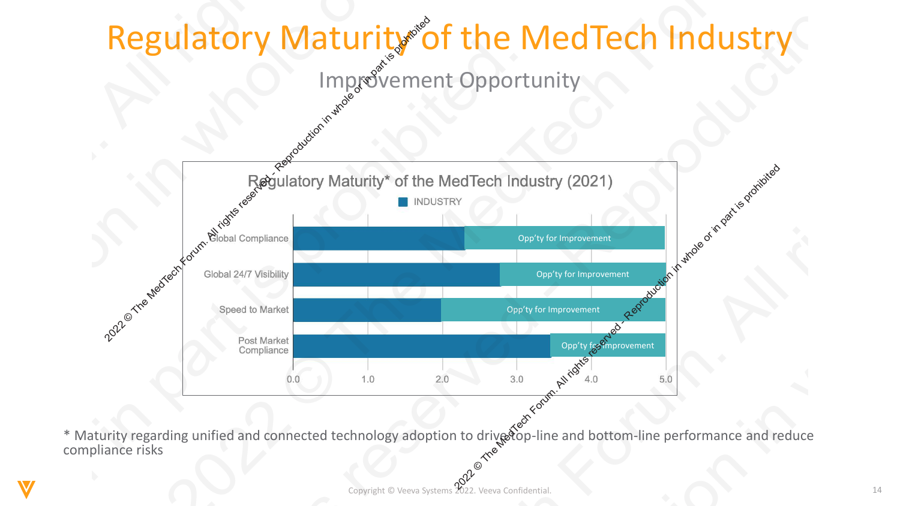# Regulatory Maturity of the MedTech Industry

## Improvement Opportunity

**Regulatory Maturity* of the MedTech Industry (2021)**

INDUSTRY

| Category | Industry | Opp'ty for Improvement |
|---|---|---|
| Global Compliance | ~2.3 | Opp'ty for Improvement |
| Global 24/7 Visibility | ~2.8 | Opp'ty for Improvement |
| Speed to Market | ~2.0 | Opp'ty for Improvement |
| Post Market Compliance | ~3.5 | Opp'ty for Improvement |

Axis: 0.0, 1.0, 2.0, 3.0, 4.0, 5.0

\* Maturity regarding unified and connected technology adoption to drive top-line and bottom-line performance and reduce compliance risks

Copyright © Veeva Systems 2022. Veeva Confidential.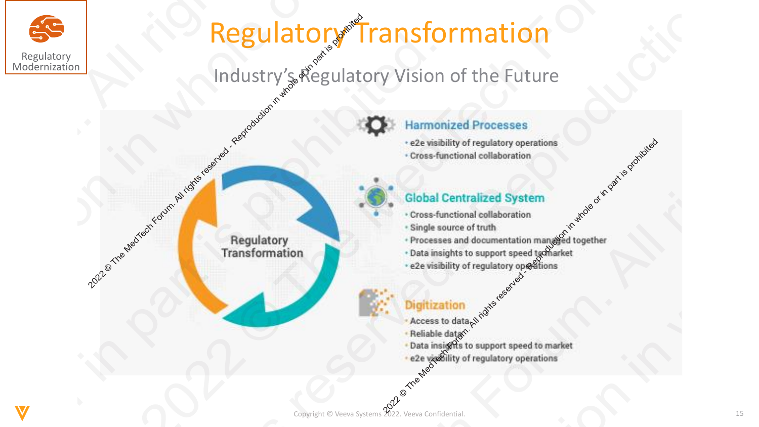# Regulatory Transformation

## Industry's Regulatory Vision of the Future

Regulatory Transformation

### Harmonized Processes

- e2e visibility of regulatory operations
- Cross-functional collaboration

### Global Centralized System

- Cross-functional collaboration
- Single source of truth
- Processes and documentation managed together
- Data insights to support speed to market
- e2e visibility of regulatory operations

### Digitization

- Access to data
- Reliable data
- Data insights to support speed to market
- e2e visibility of regulatory operations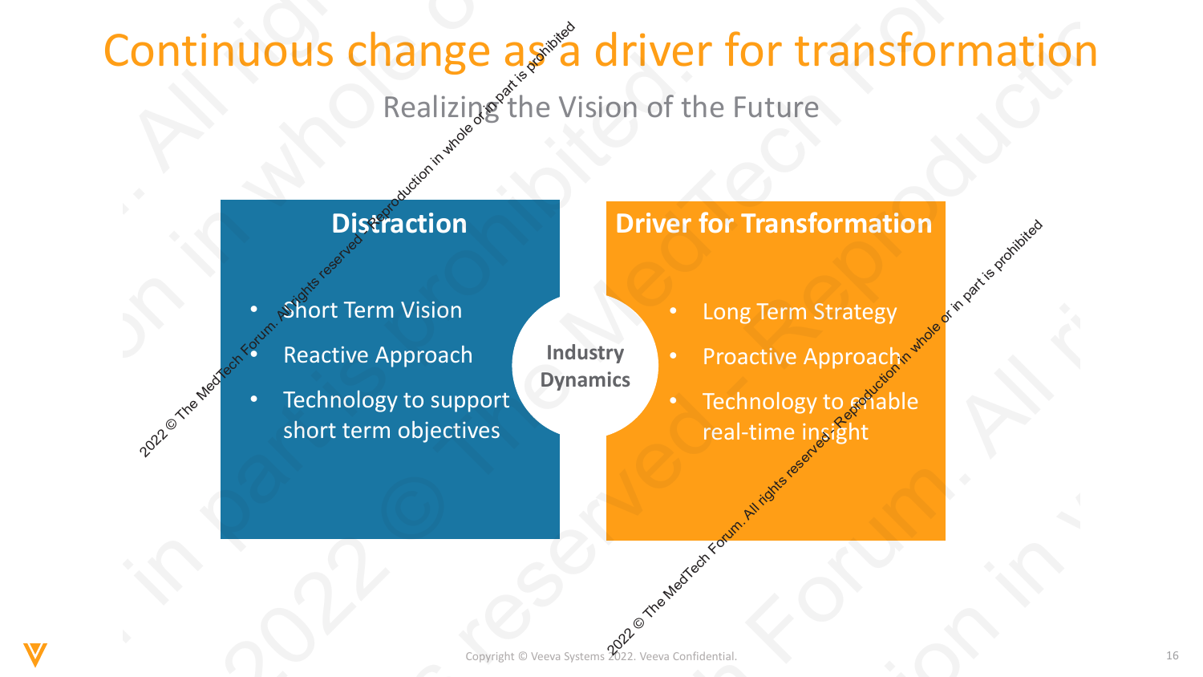# Continuous change as a driver for transformation

Realizing the Vision of the Future

## Distraction

- Short Term Vision
- Reactive Approach
- Technology to support short term objectives

**Industry Dynamics**

## Driver for Transformation

- Long Term Strategy
- Proactive Approach
- Technology to enable real-time insight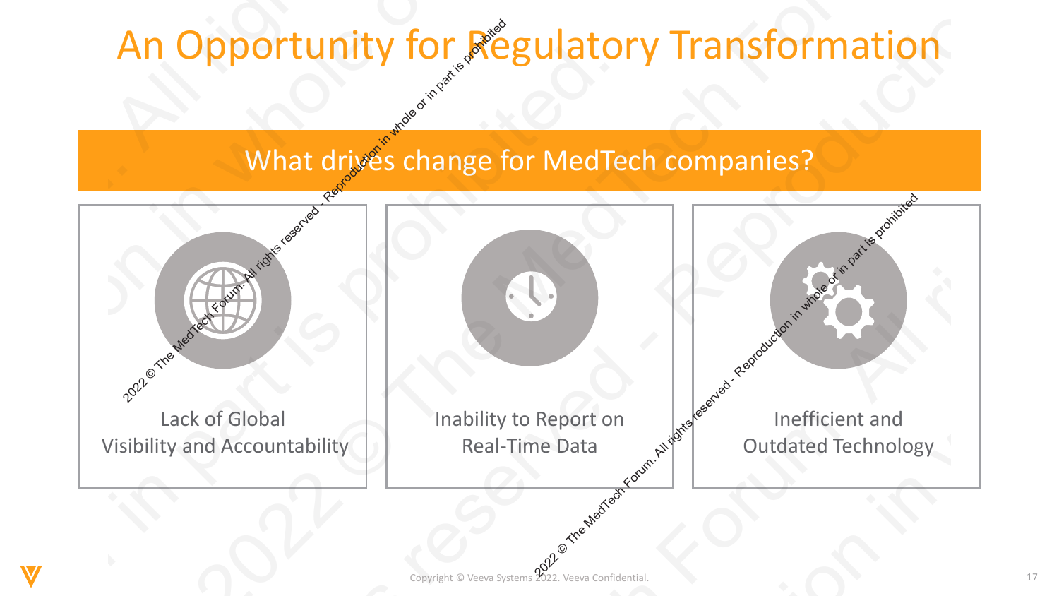# An Opportunity for Regulatory Transformation

## What drives change for MedTech companies?

- Lack of Global Visibility and Accountability
- Inability to Report on Real-Time Data
- Inefficient and Outdated Technology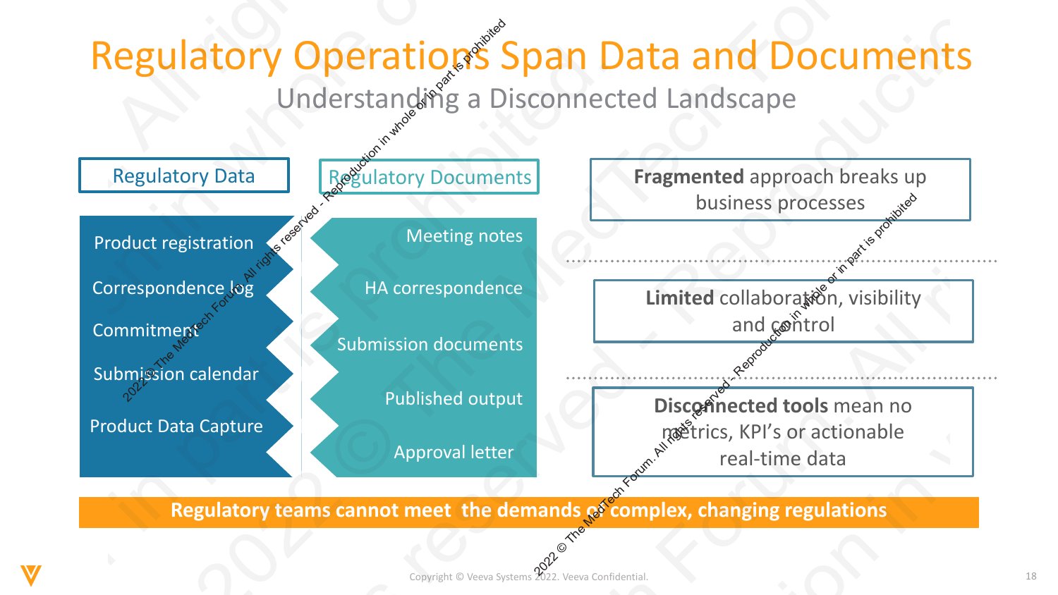# Regulatory Operations Span Data and Documents

## Understanding a Disconnected Landscape

**Regulatory Data**

- Product registration
- Correspondence log
- Commitment
- Submission calendar
- Product Data Capture

**Regulatory Documents**

- Meeting notes
- HA correspondence
- Submission documents
- Published output
- Approval letter

**Fragmented** approach breaks up business processes

**Limited** collaboration, visibility and control

**Disconnected tools** mean no metrics, KPI's or actionable real-time data

**Regulatory teams cannot meet the demands of complex, changing regulations**

Copyright © Veeva Systems 2022. Veeva Confidential.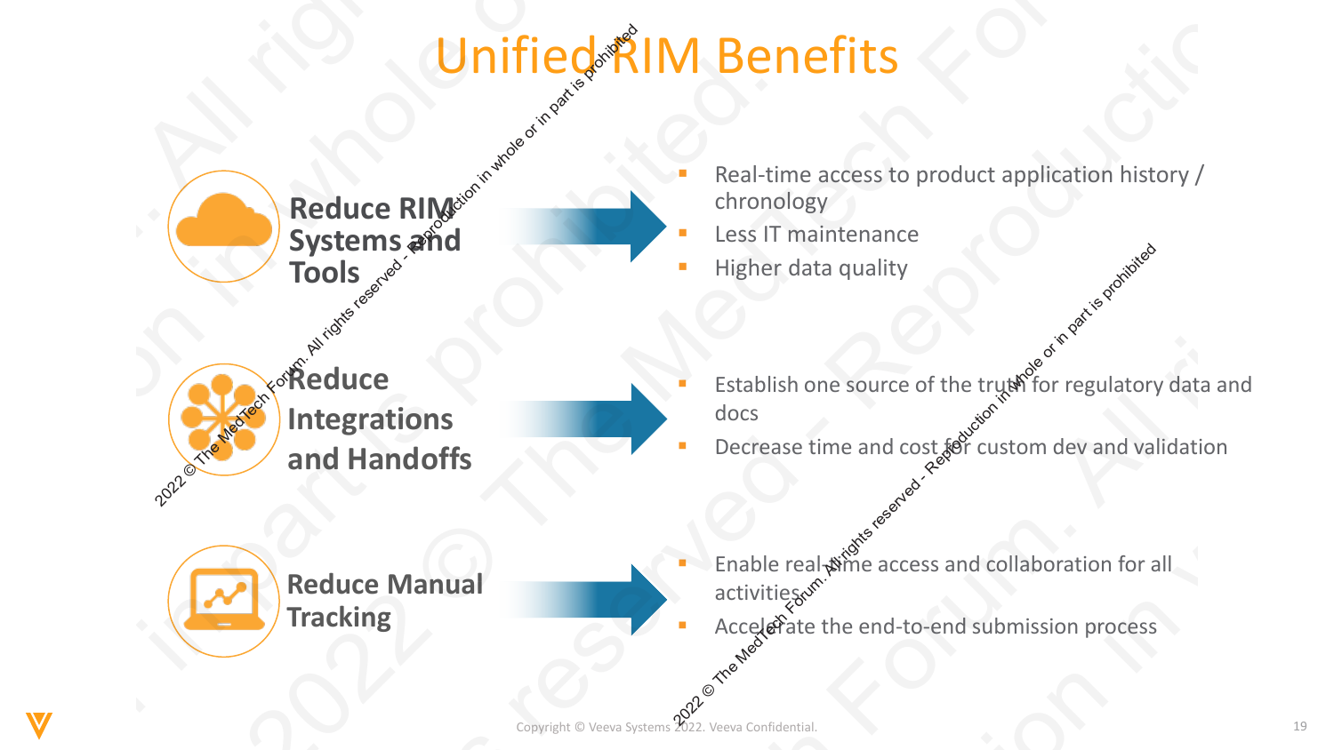# Unified RIM Benefits

**Reduce RIM Systems and Tools**

- Real-time access to product application history / chronology
- Less IT maintenance
- Higher data quality

**Reduce Integrations and Handoffs**

- Establish one source of the truth for regulatory data and docs
- Decrease time and cost for custom dev and validation

**Reduce Manual Tracking**

- Enable real-time access and collaboration for all activities
- Accelerate the end-to-end submission process

Copyright © Veeva Systems 2022. Veeva Confidential.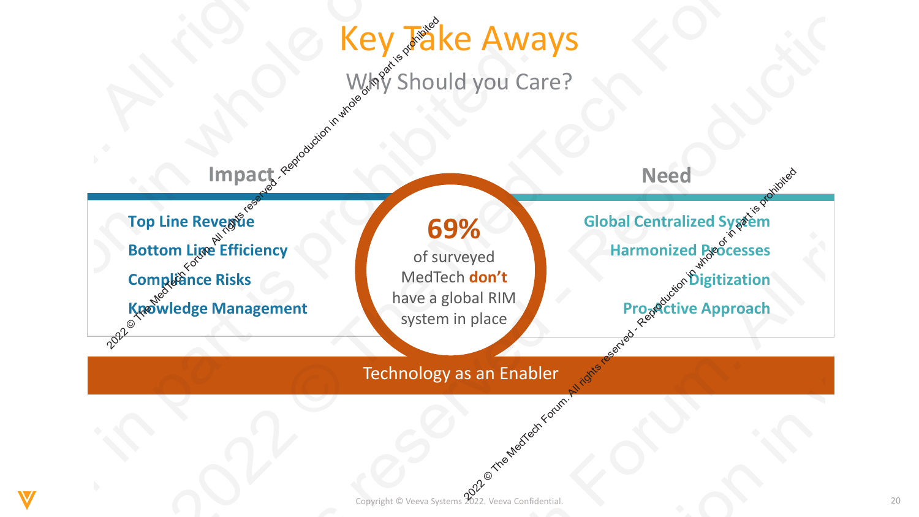# Key Take Aways

## Why Should you Care?

### Impact

- Top Line Revenue
- Bottom Line Efficiency
- Compliance Risks
- Knowledge Management

**69%** of surveyed MedTech **don't** have a global RIM system in place

### Need

- Global Centralized System
- Harmonized Processes
- Digitization
- Pro-Active Approach

Technology as an Enabler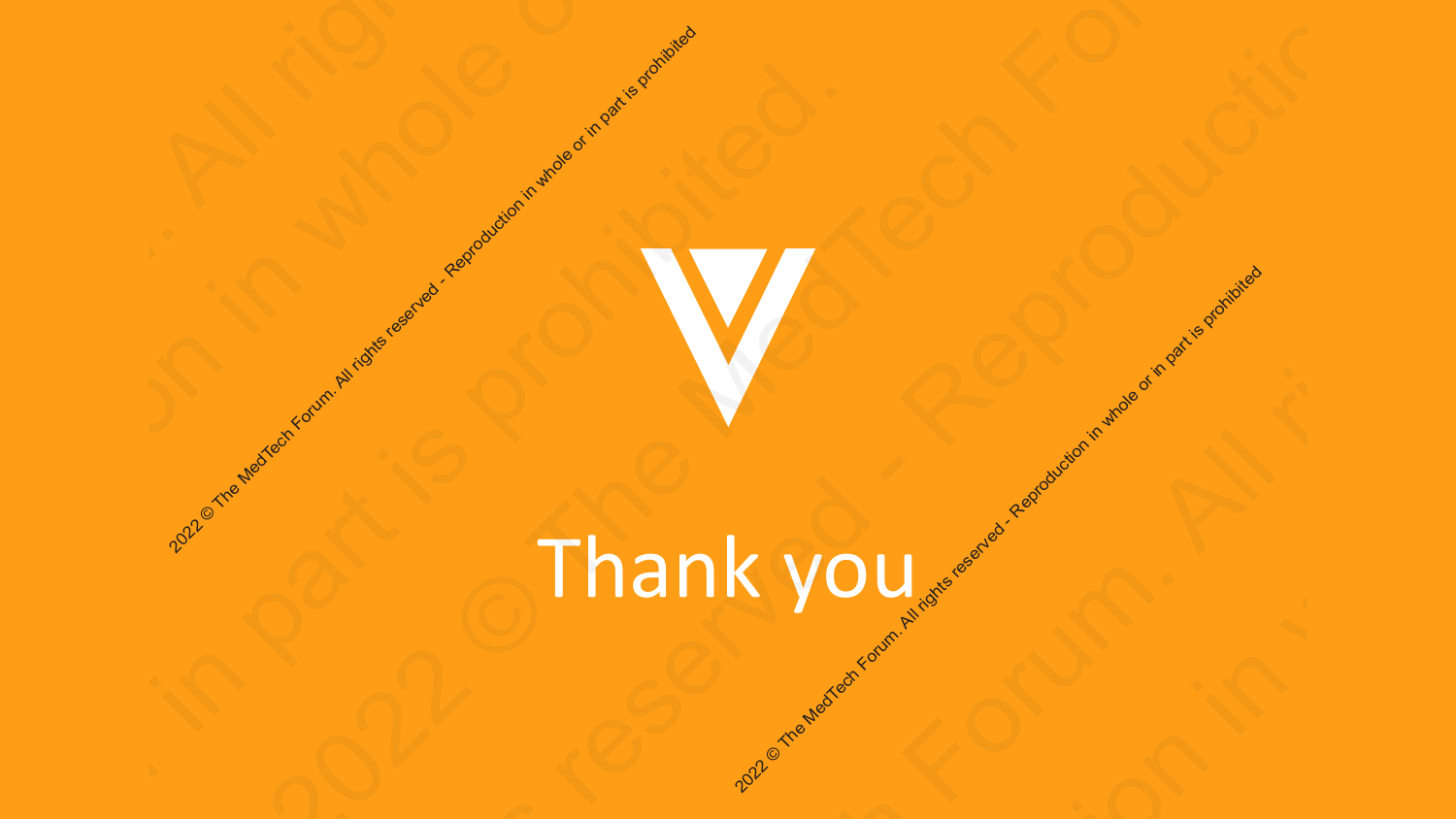# Thank you